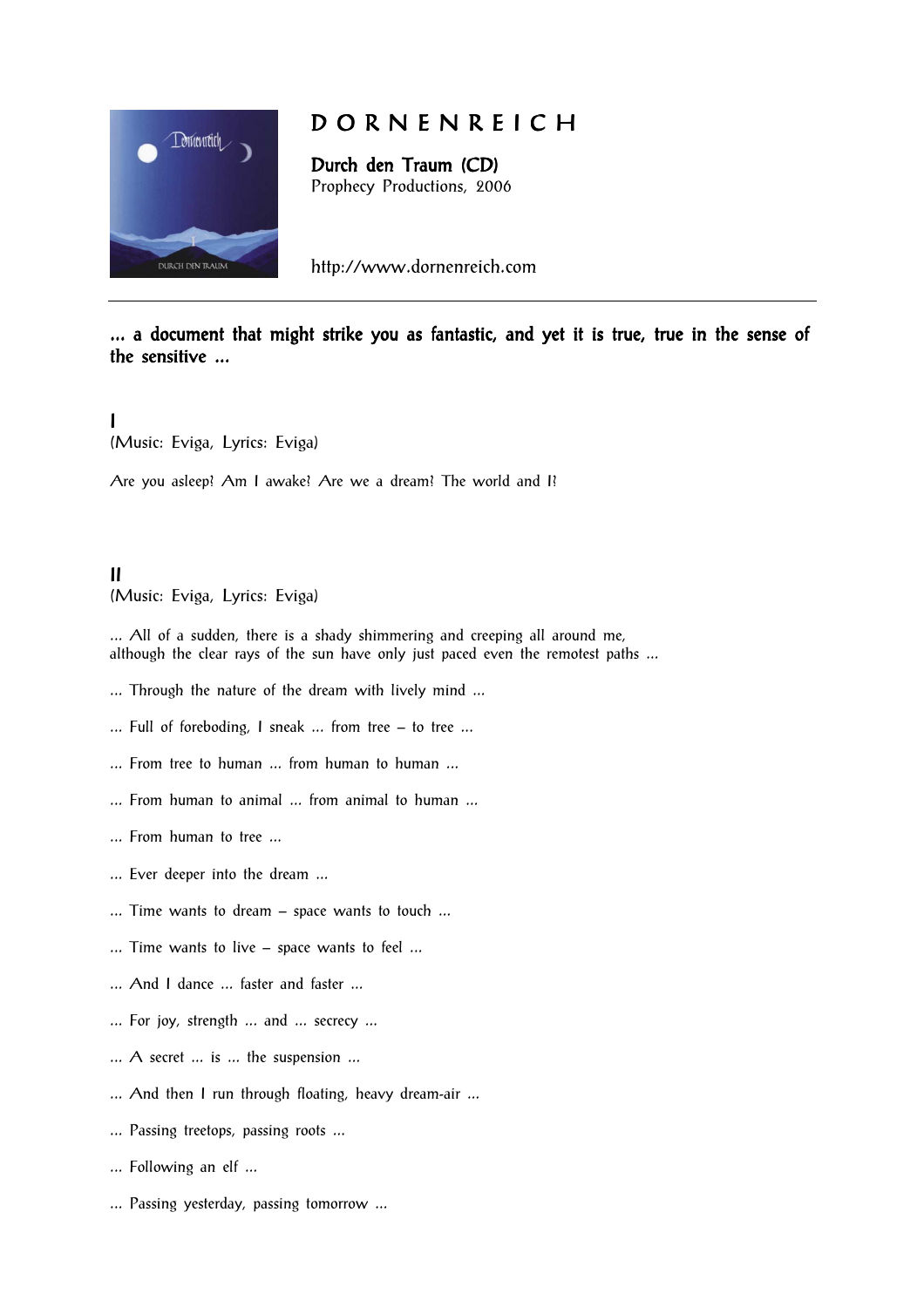# D O R N E N R E I C H

**Durch den Traum (CD)**
Prophecy Productions, 2006

http://www.dornenreich.com

---

**... a document that might strike you as fantastic, and yet it is true, true in the sense of the sensitive ...**

## I

(Music: Eviga, Lyrics: Eviga)

Are you asleep? Am I awake? Are we a dream? The world and I?

## II

(Music: Eviga, Lyrics: Eviga)

... All of a sudden, there is a shady shimmering and creeping all around me,
although the clear rays of the sun have only just paced even the remotest paths ...

... Through the nature of the dream with lively mind ...

... Full of foreboding, I sneak ... from tree – to tree ...

... From tree to human ... from human to human ...

... From human to animal ... from animal to human ...

... From human to tree ...

... Ever deeper into the dream ...

... Time wants to dream – space wants to touch ...

... Time wants to live – space wants to feel ...

... And I dance ... faster and faster ...

... For joy, strength ... and ... secrecy ...

... A secret ... is ... the suspension ...

... And then I run through floating, heavy dream-air ...

... Passing treetops, passing roots ...

... Following an elf ...

... Passing yesterday, passing tomorrow ...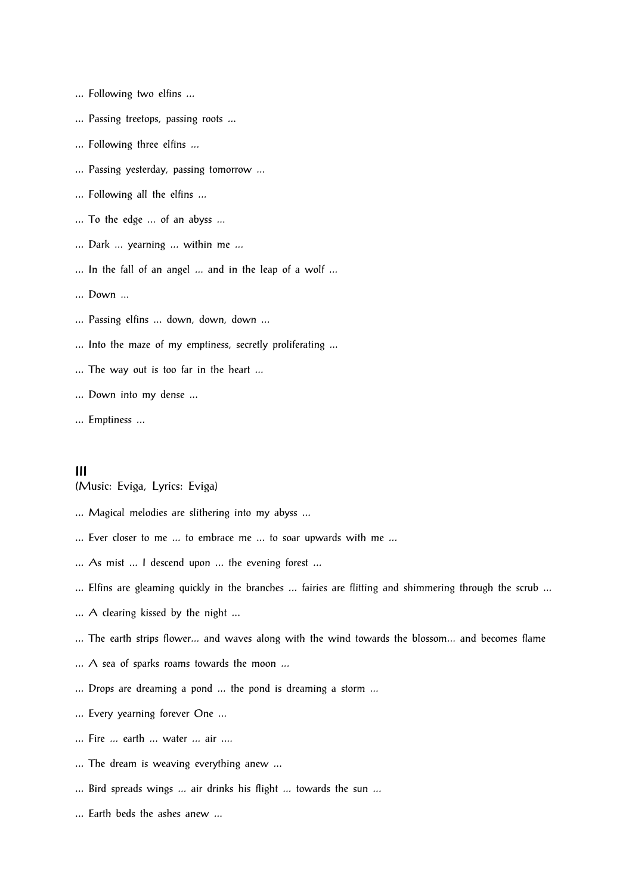... Following two elfins ...

... Passing treetops, passing roots ...

... Following three elfins ...

... Passing yesterday, passing tomorrow ...

... Following all the elfins ...

... To the edge ... of an abyss ...

... Dark ... yearning ... within me ...

... In the fall of an angel ... and in the leap of a wolf ...

... Down ...

... Passing elfins ... down, down, down ...

... Into the maze of my emptiness, secretly proliferating ...

... The way out is too far in the heart ...

... Down into my dense ...

... Emptiness ...

## III

(Music: Eviga, Lyrics: Eviga)

... Magical melodies are slithering into my abyss ...

... Ever closer to me ... to embrace me ... to soar upwards with me ...

... As mist ... I descend upon ... the evening forest ...

... Elfins are gleaming quickly in the branches ... fairies are flitting and shimmering through the scrub ...

... A clearing kissed by the night ...

... The earth strips flower... and waves along with the wind towards the blossom... and becomes flame

... A sea of sparks roams towards the moon ...

... Drops are dreaming a pond ... the pond is dreaming a storm ...

... Every yearning forever One ...

... Fire ... earth ... water ... air ....

... The dream is weaving everything anew ...

... Bird spreads wings ... air drinks his flight ... towards the sun ...

... Earth beds the ashes anew ...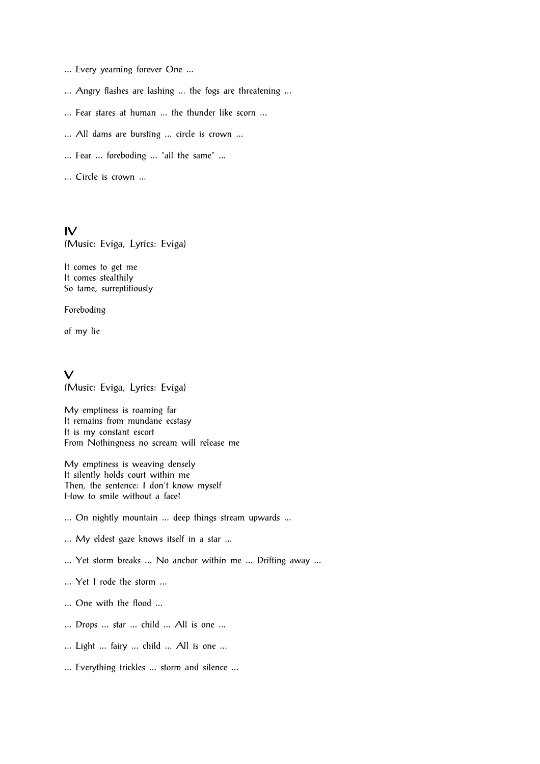... Every yearning forever One ...

... Angry flashes are lashing ... the fogs are threatening ...

... Fear stares at human ... the thunder like scorn ...

... All dams are bursting ... circle is crown ...

... Fear ... foreboding ... "all the same" ...

... Circle is crown ...

## IV

(Music: Eviga, Lyrics: Eviga)

It comes to get me
It comes stealthily
So tame, surreptitiously

Foreboding

of my lie

## V

(Music: Eviga, Lyrics: Eviga)

My emptiness is roaming far
It remains from mundane ecstasy
It is my constant escort
From Nothingness no scream will release me

My emptiness is weaving densely
It silently holds court within me
Then, the sentence: I don't know myself
How to smile without a face?

... On nightly mountain ... deep things stream upwards ...

... My eldest gaze knows itself in a star ...

... Yet storm breaks ... No anchor within me ... Drifting away ...

... Yet I rode the storm ...

... One with the flood ...

... Drops ... star ... child ... All is one ...

... Light ... fairy ... child ... All is one ...

... Everything trickles ... storm and silence ...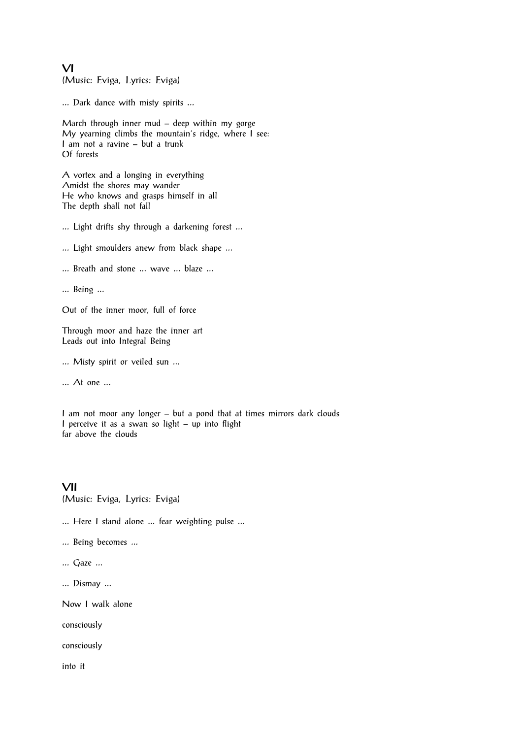## VI

(Music: Eviga, Lyrics: Eviga)

... Dark dance with misty spirits ...

March through inner mud – deep within my gorge
My yearning climbs the mountain's ridge, where I see:
I am not a ravine – but a trunk
Of forests

A vortex and a longing in everything
Amidst the shores may wander
He who knows and grasps himself in all
The depth shall not fall

... Light drifts shy through a darkening forest ...

... Light smoulders anew from black shape ...

... Breath and stone ... wave ... blaze ...

... Being ...

Out of the inner moor, full of force

Through moor and haze the inner art
Leads out into Integral Being

... Misty spirit or veiled sun ...

... At one ...

I am not moor any longer – but a pond that at times mirrors dark clouds
I perceive it as a swan so light – up into flight
far above the clouds

## VII

(Music: Eviga, Lyrics: Eviga)

... Here I stand alone ... fear weighting pulse ...

... Being becomes ...

... Gaze ...

... Dismay ...

Now I walk alone

consciously

consciously

into it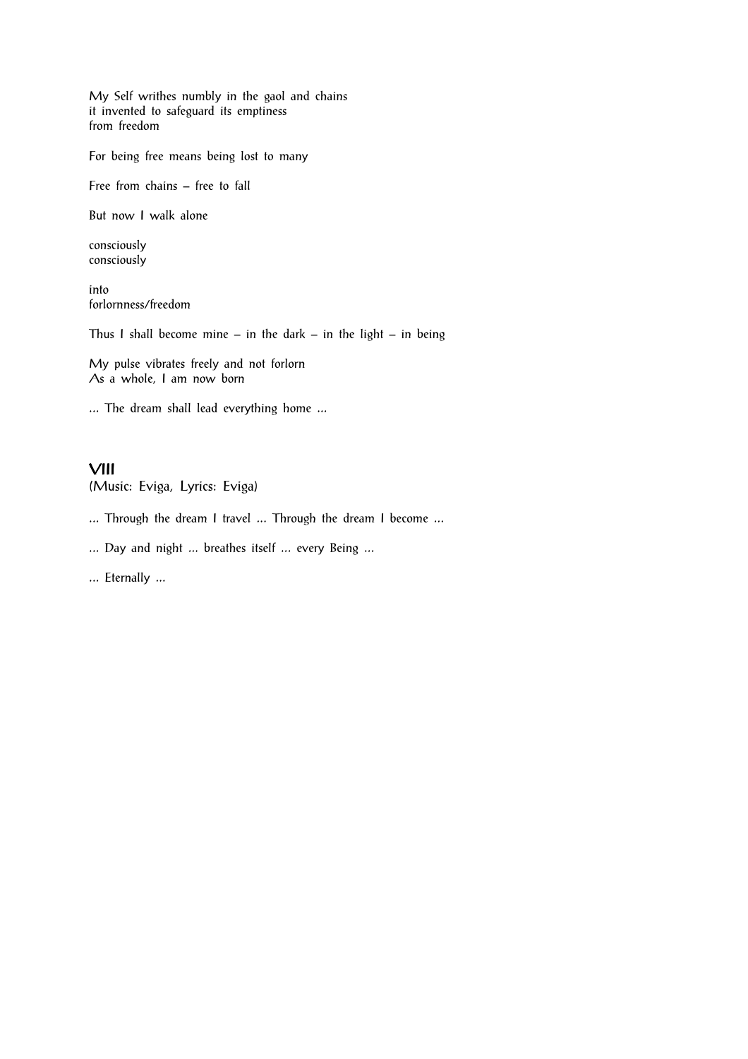My Self writhes numbly in the gaol and chains
it invented to safeguard its emptiness
from freedom

For being free means being lost to many

Free from chains – free to fall

But now I walk alone

consciously
consciously

into
forlornness/freedom

Thus I shall become mine – in the dark – in the light – in being

My pulse vibrates freely and not forlorn
As a whole, I am now born

... The dream shall lead everything home ...

## VIII

(Music: Eviga, Lyrics: Eviga)

... Through the dream I travel ... Through the dream I become ...

... Day and night ... breathes itself ... every Being ...

... Eternally ...